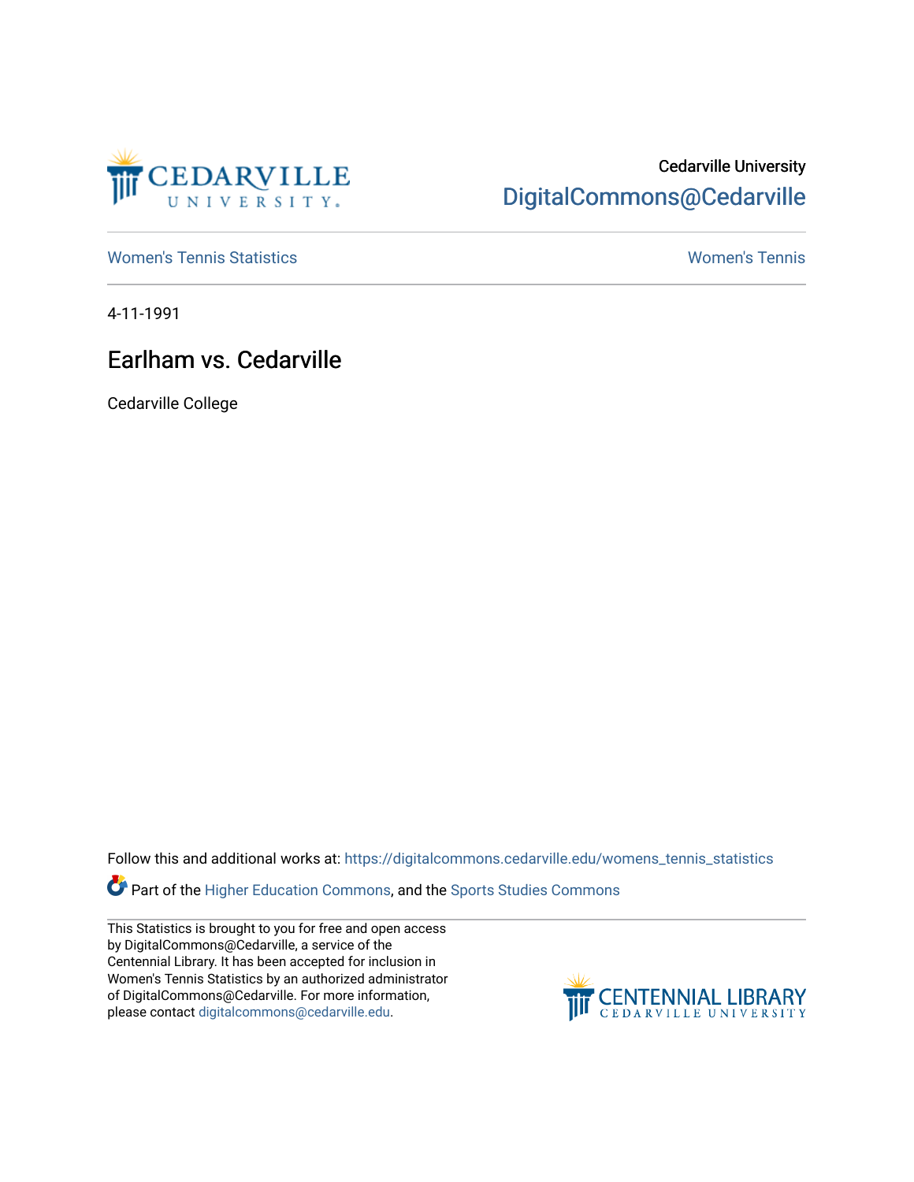Cedarville University

DigitalCommons@Cedarville

Women's Tennis Statistics

Women's Tennis

4-11-1991

# Earlham vs. Cedarville

Cedarville College

Follow this and additional works at: https://digitalcommons.cedarville.edu/womens_tennis_statistics

Part of the Higher Education Commons, and the Sports Studies Commons

This Statistics is brought to you for free and open access by DigitalCommons@Cedarville, a service of the Centennial Library. It has been accepted for inclusion in Women's Tennis Statistics by an authorized administrator of DigitalCommons@Cedarville. For more information, please contact digitalcommons@cedarville.edu.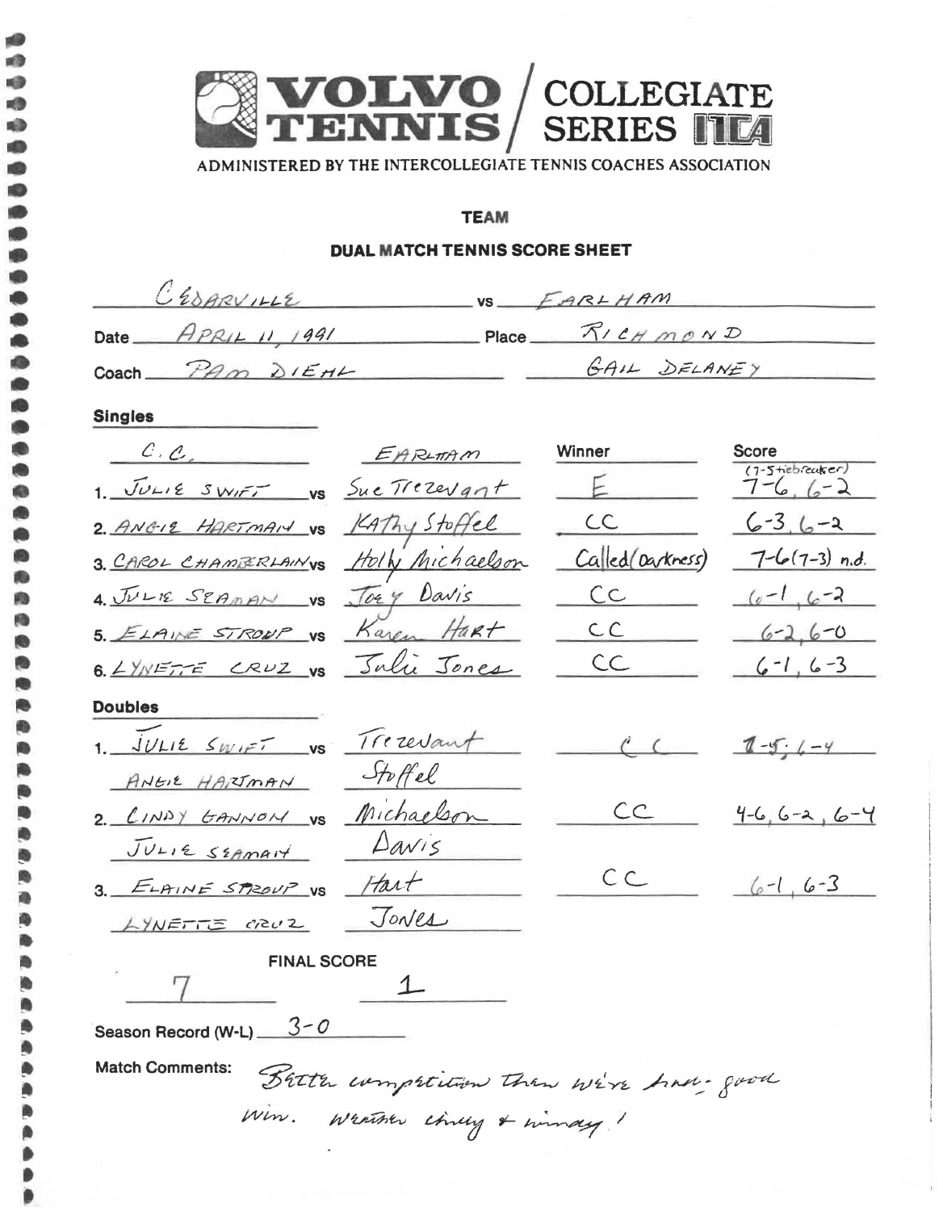# VOLVO TENNIS / COLLEGIATE SERIES ITCA

ADMINISTERED BY THE INTERCOLLEGIATE TENNIS COACHES ASSOCIATION

**TEAM**

**DUAL MATCH TENNIS SCORE SHEET**

CEDARVILLE vs EARLHAM

Date APRIL 11, 1991 Place RICHMOND

Coach PAM DIEHL GAIL DELANEY

**Singles**

| C.C. | EARLHAM | Winner | Score |
|---|---|---|---|
| 1. JULIE SWIFT vs | Sue Trezevant | E | (7-5 tiebreaker) 7-6, 6-2 |
| 2. ANGIE HARTMAN vs | Kathy Stoffel | CC | 6-3, 6-2 |
| 3. CAROL CHAMBERLAIN vs | Holly Michaelson | Called (darkness) | 7-6 (7-3) n.d. |
| 4. JULIE SEAMAN vs | Joey Davis | CC | 6-1, 6-2 |
| 5. ELAINE STROUP vs | Karen Hart | CC | 6-2, 6-0 |
| 6. LYNETTE CRUZ vs | Julie Jones | CC | 6-1, 6-3 |

**Doubles**

| | | | |
|---|---|---|---|
| 1. JULIE SWIFT / ANGIE HARTMAN vs | Trezevant / Stoffel | CC | 7-5, 6-4 |
| 2. CINDY GANNON / JULIE SEAMAN vs | Michaelson / Davis | CC | 4-6, 6-2, 6-4 |
| 3. ELAINE STROUP / LYNETTE CRUZ vs | Hart / Jones | CC | 6-1, 6-3 |

**FINAL SCORE**

7 1

Season Record (W-L) 3-0

Match Comments: Better competition than we've had - good win. Weather chilly & windy!